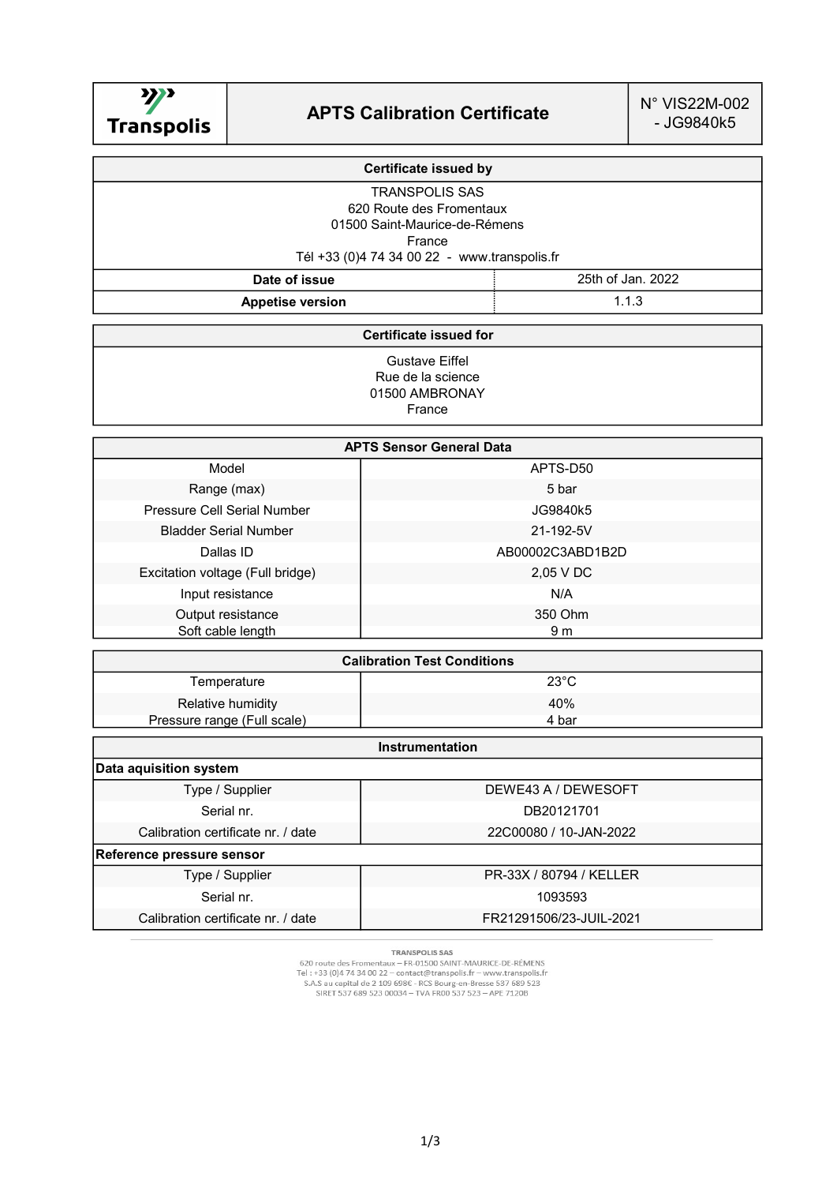| Transpolis | APTS Calibration Certificate | N° VIS22M-002 - JG9840k5 |
|---|---|---|

| Certificate issued by | |
|---|---|
| TRANSPOLIS SAS<br>620 Route des Fromentaux<br>01500 Saint-Maurice-de-Rémens<br>France<br>Tél +33 (0)4 74 34 00 22 - www.transpolis.fr | |
| **Date of issue** | 25th of Jan. 2022 |
| **Appetise version** | 1.1.3 |

| Certificate issued for |
|---|
| Gustave Eiffel<br>Rue de la science<br>01500 AMBRONAY<br>France |

| APTS Sensor General Data | |
|---|---|
| Model | APTS-D50 |
| Range (max) | 5 bar |
| Pressure Cell Serial Number | JG9840k5 |
| Bladder Serial Number | 21-192-5V |
| Dallas ID | AB00002C3ABD1B2D |
| Excitation voltage (Full bridge) | 2,05 V DC |
| Input resistance | N/A |
| Output resistance | 350 Ohm |
| Soft cable length | 9 m |

| Calibration Test Conditions | |
|---|---|
| Temperature | 23°C |
| Relative humidity | 40% |
| Pressure range (Full scale) | 4 bar |

| Instrumentation | |
|---|---|
| **Data aquisition system** | |
| Type / Supplier | DEWE43 A / DEWESOFT |
| Serial nr. | DB20121701 |
| Calibration certificate nr. / date | 22C00080 / 10-JAN-2022 |
| **Reference pressure sensor** | |
| Type / Supplier | PR-33X / 80794 / KELLER |
| Serial nr. | 1093593 |
| Calibration certificate nr. / date | FR21291506/23-JUIL-2021 |

TRANSPOLIS SAS
620 route des Fromentaux – FR-01500 SAINT-MAURICE-DE-RÉMENS
Tel : +33 (0)4 74 34 00 22 – contact@transpolis.fr – www.transpolis.fr
S.A.S au capital de 2 109 698€ - RCS Bourg-en-Bresse 537 689 523
SIRET 537 689 523 00034 – TVA FR00 537 523 – APE 7120B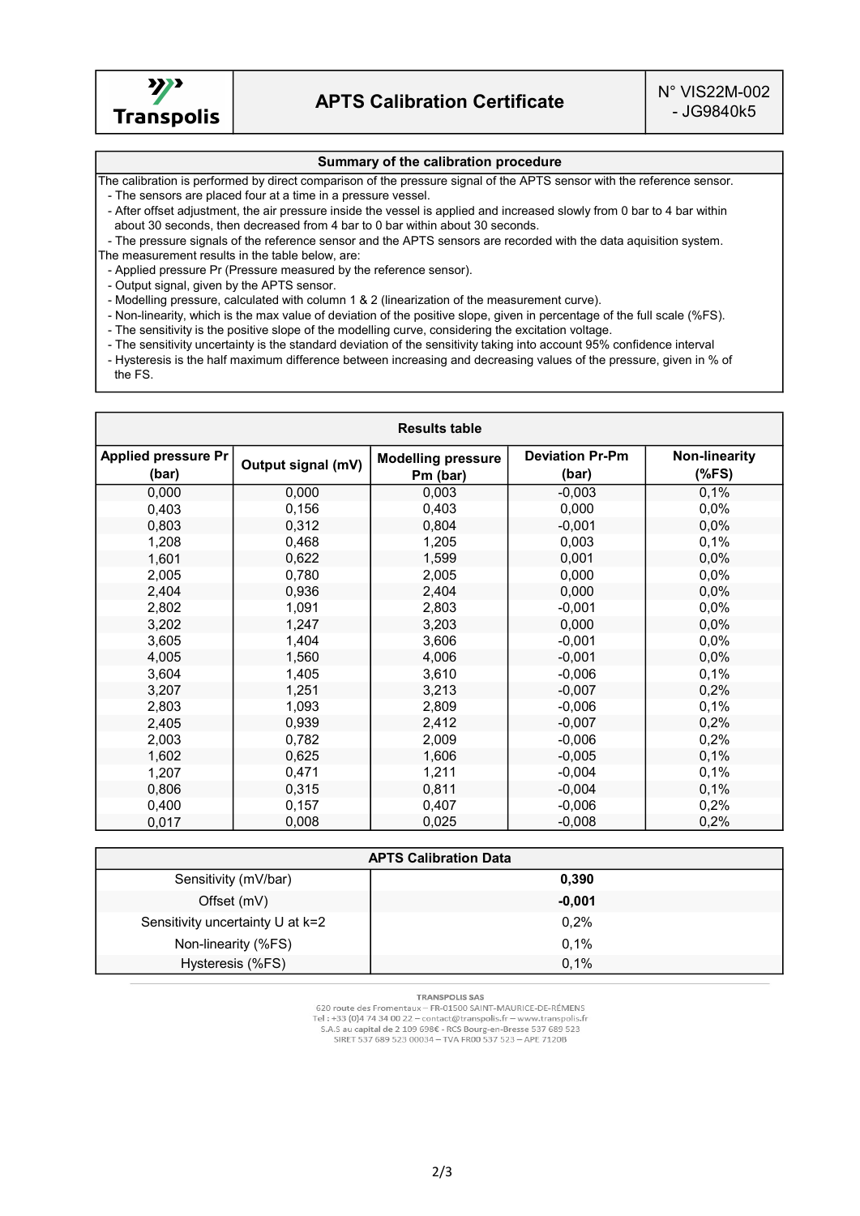# APTS Calibration Certificate

N° VIS22M-002 - JG9840k5

Transpolis

## Summary of the calibration procedure

The calibration is performed by direct comparison of the pressure signal of the APTS sensor with the reference sensor.

- The sensors are placed four at a time in a pressure vessel.
- After offset adjustment, the air pressure inside the vessel is applied and increased slowly from 0 bar to 4 bar within about 30 seconds, then decreased from 4 bar to 0 bar within about 30 seconds.
- The pressure signals of the reference sensor and the APTS sensors are recorded with the data aquisition system.

The measurement results in the table below, are:

- Applied pressure Pr (Pressure measured by the reference sensor).
- Output signal, given by the APTS sensor.
- Modelling pressure, calculated with column 1 & 2 (linearization of the measurement curve).
- Non-linearity, which is the max value of deviation of the positive slope, given in percentage of the full scale (%FS).
- The sensitivity is the positive slope of the modelling curve, considering the excitation voltage.
- The sensitivity uncertainty is the standard deviation of the sensitivity taking into account 95% confidence interval
- Hysteresis is the half maximum difference between increasing and decreasing values of the pressure, given in % of the FS.

## Results table

| Applied pressure Pr (bar) | Output signal (mV) | Modelling pressure Pm (bar) | Deviation Pr-Pm (bar) | Non-linearity (%FS) |
|---|---|---|---|---|
| 0,000 | 0,000 | 0,003 | -0,003 | 0,1% |
| 0,403 | 0,156 | 0,403 | 0,000 | 0,0% |
| 0,803 | 0,312 | 0,804 | -0,001 | 0,0% |
| 1,208 | 0,468 | 1,205 | 0,003 | 0,1% |
| 1,601 | 0,622 | 1,599 | 0,001 | 0,0% |
| 2,005 | 0,780 | 2,005 | 0,000 | 0,0% |
| 2,404 | 0,936 | 2,404 | 0,000 | 0,0% |
| 2,802 | 1,091 | 2,803 | -0,001 | 0,0% |
| 3,202 | 1,247 | 3,203 | 0,000 | 0,0% |
| 3,605 | 1,404 | 3,606 | -0,001 | 0,0% |
| 4,005 | 1,560 | 4,006 | -0,001 | 0,0% |
| 3,604 | 1,405 | 3,610 | -0,006 | 0,1% |
| 3,207 | 1,251 | 3,213 | -0,007 | 0,2% |
| 2,803 | 1,093 | 2,809 | -0,006 | 0,1% |
| 2,405 | 0,939 | 2,412 | -0,007 | 0,2% |
| 2,003 | 0,782 | 2,009 | -0,006 | 0,2% |
| 1,602 | 0,625 | 1,606 | -0,005 | 0,1% |
| 1,207 | 0,471 | 1,211 | -0,004 | 0,1% |
| 0,806 | 0,315 | 0,811 | -0,004 | 0,1% |
| 0,400 | 0,157 | 0,407 | -0,006 | 0,2% |
| 0,017 | 0,008 | 0,025 | -0,008 | 0,2% |

## APTS Calibration Data

| Parameter | Value |
|---|---|
| Sensitivity (mV/bar) | **0,390** |
| Offset (mV) | **-0,001** |
| Sensitivity uncertainty U at k=2 | 0,2% |
| Non-linearity (%FS) | 0,1% |
| Hysteresis (%FS) | 0,1% |

TRANSPOLIS SAS
620 route des Fromentaux – FR-01500 SAINT-MAURICE-DE-RÉMENS
Tel : +33 (0)4 74 34 00 22 – contact@transpolis.fr – www.transpolis.fr
S.A.S au capital de 2 109 698€ - RCS Bourg-en-Bresse 537 689 523
SIRET 537 689 523 00034 – TVA FR00 537 523 – APE 7120B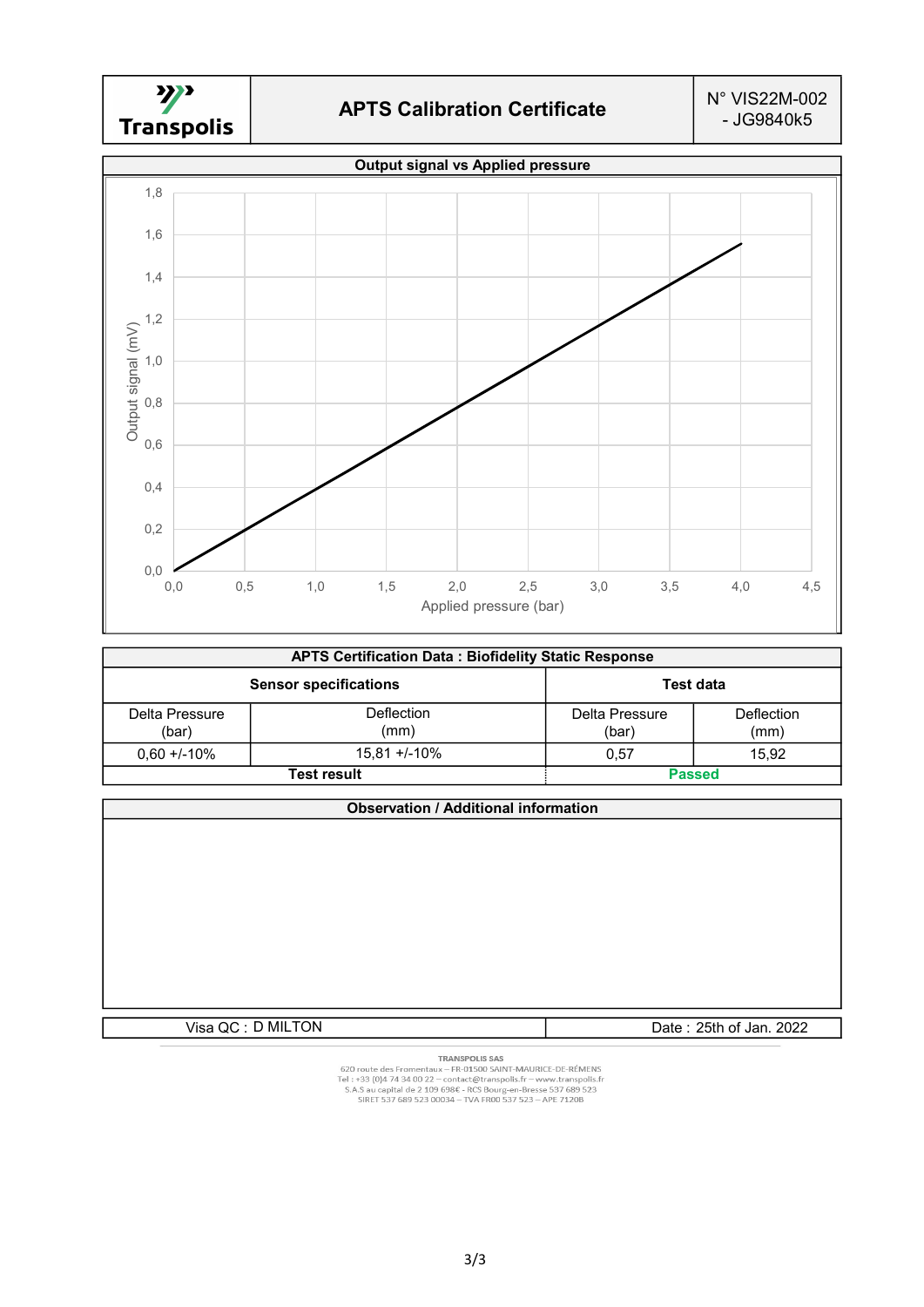| Transpolis | APTS Calibration Certificate | N° VIS22M-002 - JG9840k5 |
|---|---|---|

**Output signal vs Applied pressure**

Output signal (mV)

1,8
1,6
1,4
1,2
1,0
0,8
0,6
0,4
0,2
0,0

0,0 0,5 1,0 1,5 2,0 2,5 3,0 3,5 4,0 4,5

Applied pressure (bar)

| APTS Certification Data : Biofidelity Static Response | | | |
|---|---|---|---|
| **Sensor specifications** | | **Test data** | |
| Delta Pressure (bar) | Deflection (mm) | Delta Pressure (bar) | Deflection (mm) |
| 0,60 +/-10% | 15,81 +/-10% | 0,57 | 15,92 |
| **Test result** | | **Passed** | |

**Observation / Additional information**

| | |
|---|---|
| Visa QC : D MILTON | Date : 25th of Jan. 2022 |

TRANSPOLIS SAS
620 route des Fromentaux – FR-01500 SAINT-MAURICE-DE-RÉMENS
Tel : +33 (0)4 74 34 00 22 – contact@transpolis.fr – www.transpolis.fr
S.A.S au capital de 2 109 698€ - RCS Bourg-en-Bresse 537 689 523
SIRET 537 689 523 00034 – TVA FR00 537 523 – APE 7120B